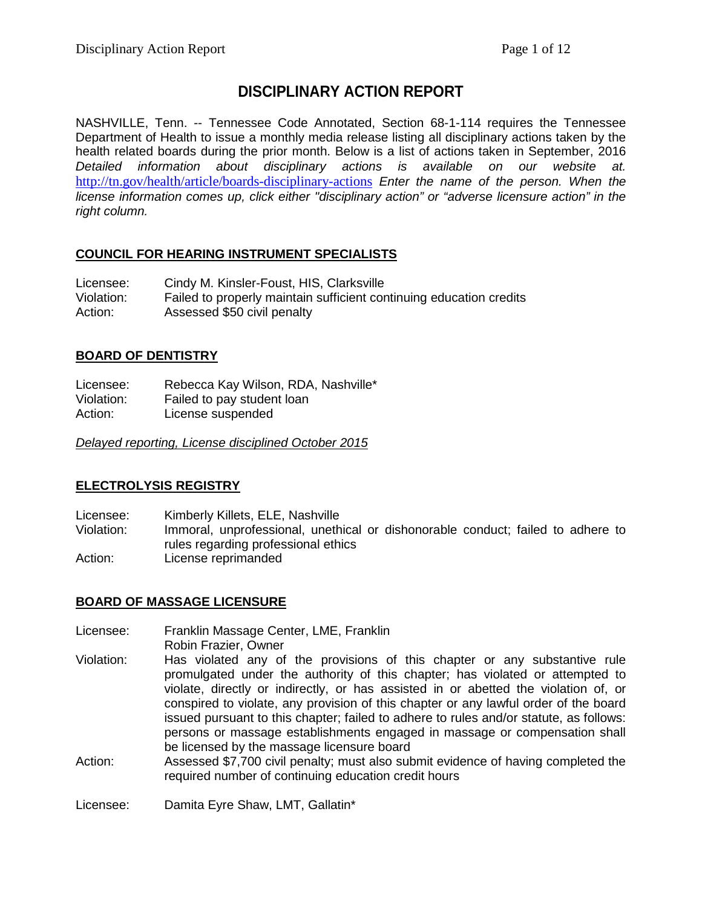# DISCIPLINARY ACTION REPORT

NASHVILLE, Tenn. -- Tennessee Code Annotated, Section 68-1-114 requires the Tennessee Department of Health to issue a monthly media release listing all disciplinary actions taken by the health related boards during the prior month. Below is a list of actions taken in September, 2016 *Detailed information about disciplinary actions is available on our website at.* http://tn.gov/health/article/boards-disciplinary-actions *Enter the name of the person. When the license information comes up, click either "disciplinary action" or "adverse licensure action" in the right column.*

## COUNCIL FOR HEARING INSTRUMENT SPECIALISTS

Licensee: Cindy M. Kinsler-Foust, HIS, Clarksville
Violation: Failed to properly maintain sufficient continuing education credits
Action: Assessed $50 civil penalty

## BOARD OF DENTISTRY

Licensee: Rebecca Kay Wilson, RDA, Nashville*
Violation: Failed to pay student loan
Action: License suspended

*Delayed reporting, License disciplined October 2015*

## ELECTROLYSIS REGISTRY

Licensee: Kimberly Killets, ELE, Nashville
Violation: Immoral, unprofessional, unethical or dishonorable conduct; failed to adhere to rules regarding professional ethics
Action: License reprimanded

## BOARD OF MASSAGE LICENSURE

Licensee: Franklin Massage Center, LME, Franklin
Robin Frazier, Owner
Violation: Has violated any of the provisions of this chapter or any substantive rule promulgated under the authority of this chapter; has violated or attempted to violate, directly or indirectly, or has assisted in or abetted the violation of, or conspired to violate, any provision of this chapter or any lawful order of the board issued pursuant to this chapter; failed to adhere to rules and/or statute, as follows: persons or massage establishments engaged in massage or compensation shall be licensed by the massage licensure board
Action: Assessed $7,700 civil penalty; must also submit evidence of having completed the required number of continuing education credit hours

Licensee: Damita Eyre Shaw, LMT, Gallatin*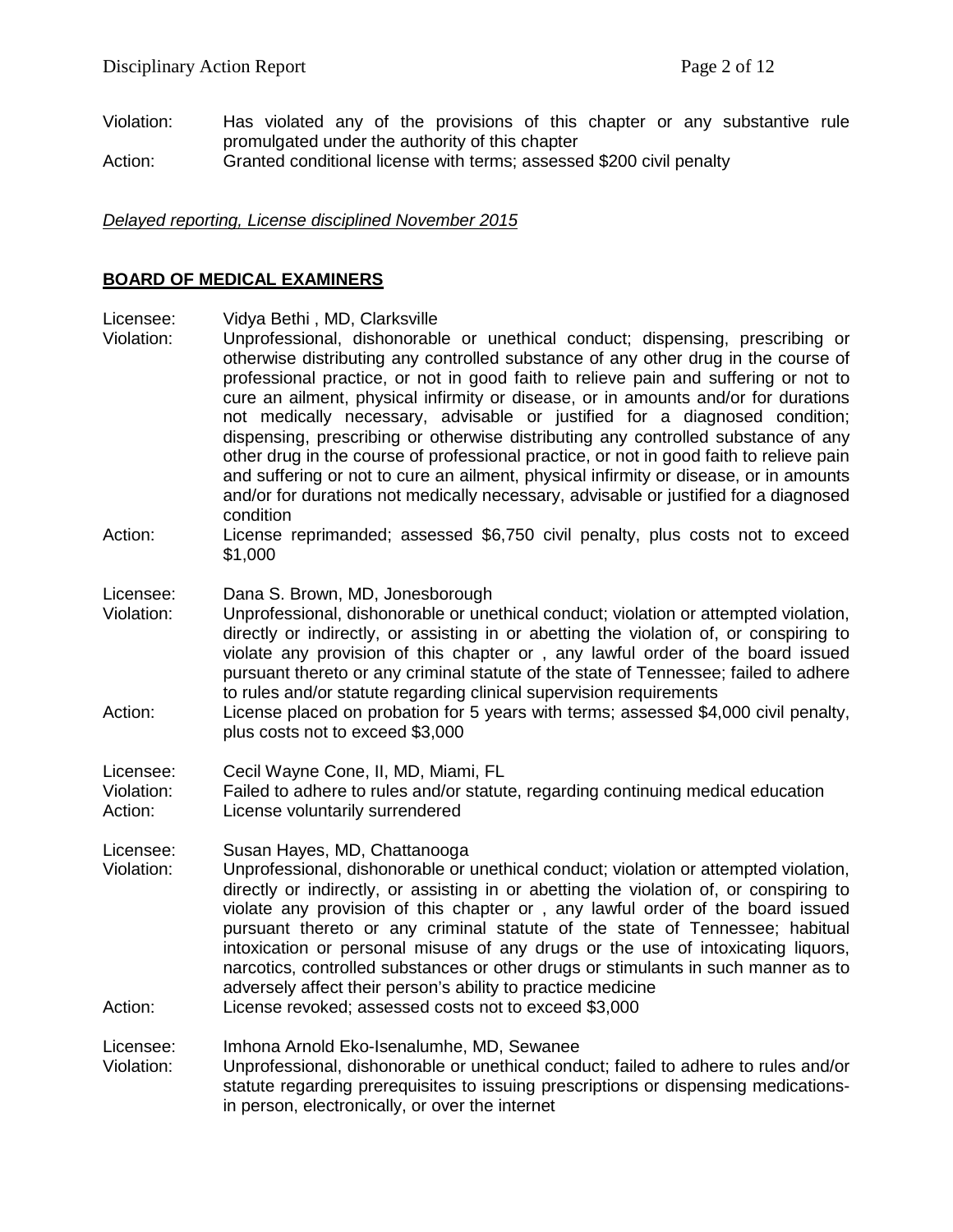Violation: Has violated any of the provisions of this chapter or any substantive rule promulgated under the authority of this chapter
Action: Granted conditional license with terms; assessed $200 civil penalty

*Delayed reporting, License disciplined November 2015*

## BOARD OF MEDICAL EXAMINERS

Licensee: Vidya Bethi , MD, Clarksville
Violation: Unprofessional, dishonorable or unethical conduct; dispensing, prescribing or otherwise distributing any controlled substance of any other drug in the course of professional practice, or not in good faith to relieve pain and suffering or not to cure an ailment, physical infirmity or disease, or in amounts and/or for durations not medically necessary, advisable or justified for a diagnosed condition; dispensing, prescribing or otherwise distributing any controlled substance of any other drug in the course of professional practice, or not in good faith to relieve pain and suffering or not to cure an ailment, physical infirmity or disease, or in amounts and/or for durations not medically necessary, advisable or justified for a diagnosed condition
Action: License reprimanded; assessed $6,750 civil penalty, plus costs not to exceed $1,000

Licensee: Dana S. Brown, MD, Jonesborough
Violation: Unprofessional, dishonorable or unethical conduct; violation or attempted violation, directly or indirectly, or assisting in or abetting the violation of, or conspiring to violate any provision of this chapter or , any lawful order of the board issued pursuant thereto or any criminal statute of the state of Tennessee; failed to adhere to rules and/or statute regarding clinical supervision requirements
Action: License placed on probation for 5 years with terms; assessed $4,000 civil penalty, plus costs not to exceed $3,000

Licensee: Cecil Wayne Cone, II, MD, Miami, FL
Violation: Failed to adhere to rules and/or statute, regarding continuing medical education
Action: License voluntarily surrendered

Licensee: Susan Hayes, MD, Chattanooga
Violation: Unprofessional, dishonorable or unethical conduct; violation or attempted violation, directly or indirectly, or assisting in or abetting the violation of, or conspiring to violate any provision of this chapter or , any lawful order of the board issued pursuant thereto or any criminal statute of the state of Tennessee; habitual intoxication or personal misuse of any drugs or the use of intoxicating liquors, narcotics, controlled substances or other drugs or stimulants in such manner as to adversely affect their person's ability to practice medicine
Action: License revoked; assessed costs not to exceed $3,000

Licensee: Imhona Arnold Eko-Isenalumhe, MD, Sewanee
Violation: Unprofessional, dishonorable or unethical conduct; failed to adhere to rules and/or statute regarding prerequisites to issuing prescriptions or dispensing medications-in person, electronically, or over the internet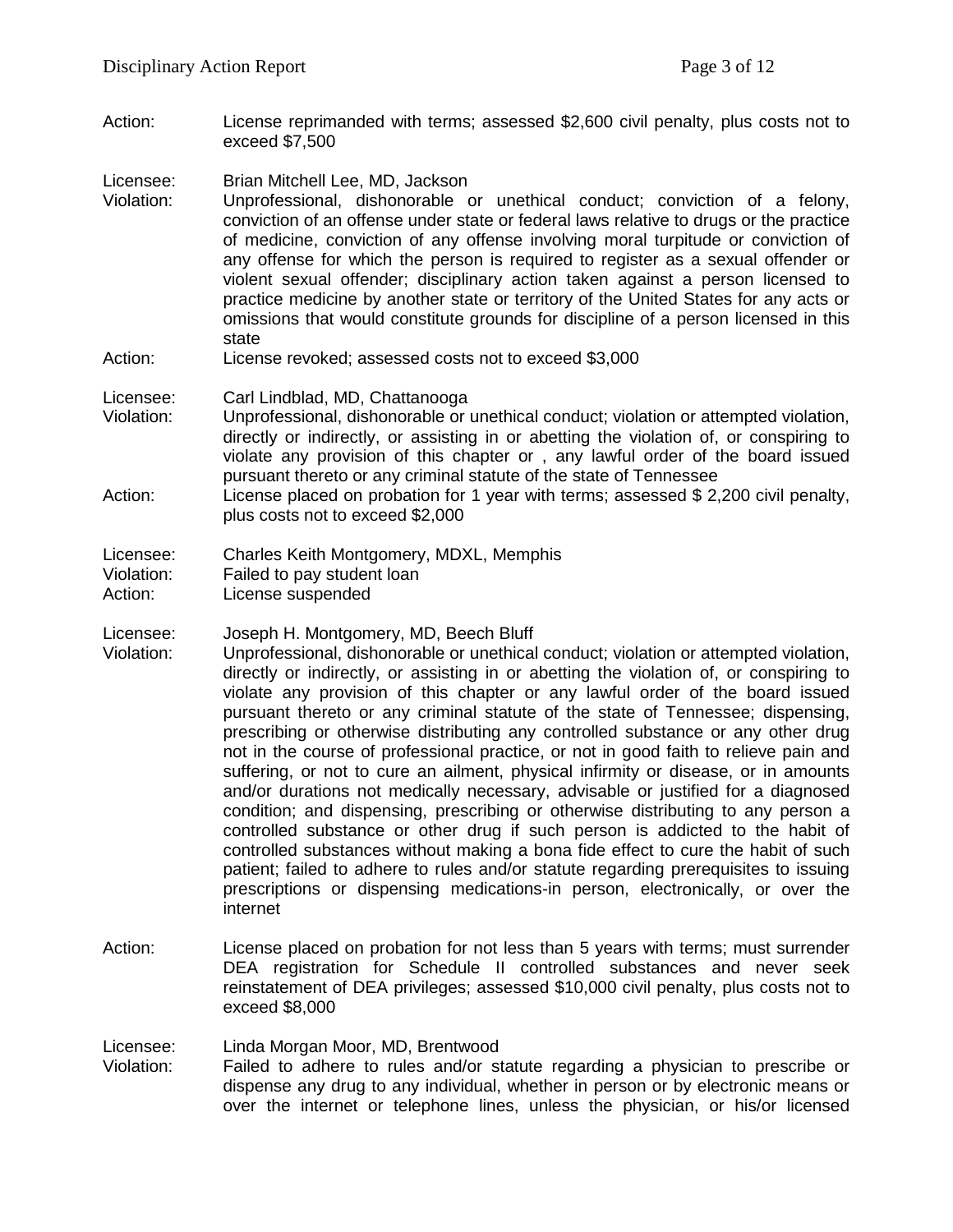Action: License reprimanded with terms; assessed $2,600 civil penalty, plus costs not to exceed $7,500

Licensee: Brian Mitchell Lee, MD, Jackson
Violation: Unprofessional, dishonorable or unethical conduct; conviction of a felony, conviction of an offense under state or federal laws relative to drugs or the practice of medicine, conviction of any offense involving moral turpitude or conviction of any offense for which the person is required to register as a sexual offender or violent sexual offender; disciplinary action taken against a person licensed to practice medicine by another state or territory of the United States for any acts or omissions that would constitute grounds for discipline of a person licensed in this state
Action: License revoked; assessed costs not to exceed $3,000

Licensee: Carl Lindblad, MD, Chattanooga
Violation: Unprofessional, dishonorable or unethical conduct; violation or attempted violation, directly or indirectly, or assisting in or abetting the violation of, or conspiring to violate any provision of this chapter or , any lawful order of the board issued pursuant thereto or any criminal statute of the state of Tennessee
Action: License placed on probation for 1 year with terms; assessed $ 2,200 civil penalty, plus costs not to exceed $2,000

Licensee: Charles Keith Montgomery, MDXL, Memphis
Violation: Failed to pay student loan
Action: License suspended

Licensee: Joseph H. Montgomery, MD, Beech Bluff
Violation: Unprofessional, dishonorable or unethical conduct; violation or attempted violation, directly or indirectly, or assisting in or abetting the violation of, or conspiring to violate any provision of this chapter or any lawful order of the board issued pursuant thereto or any criminal statute of the state of Tennessee; dispensing, prescribing or otherwise distributing any controlled substance or any other drug not in the course of professional practice, or not in good faith to relieve pain and suffering, or not to cure an ailment, physical infirmity or disease, or in amounts and/or durations not medically necessary, advisable or justified for a diagnosed condition; and dispensing, prescribing or otherwise distributing to any person a controlled substance or other drug if such person is addicted to the habit of controlled substances without making a bona fide effect to cure the habit of such patient; failed to adhere to rules and/or statute regarding prerequisites to issuing prescriptions or dispensing medications-in person, electronically, or over the internet
Action: License placed on probation for not less than 5 years with terms; must surrender DEA registration for Schedule II controlled substances and never seek reinstatement of DEA privileges; assessed $10,000 civil penalty, plus costs not to exceed $8,000

Licensee: Linda Morgan Moor, MD, Brentwood
Violation: Failed to adhere to rules and/or statute regarding a physician to prescribe or dispense any drug to any individual, whether in person or by electronic means or over the internet or telephone lines, unless the physician, or his/or licensed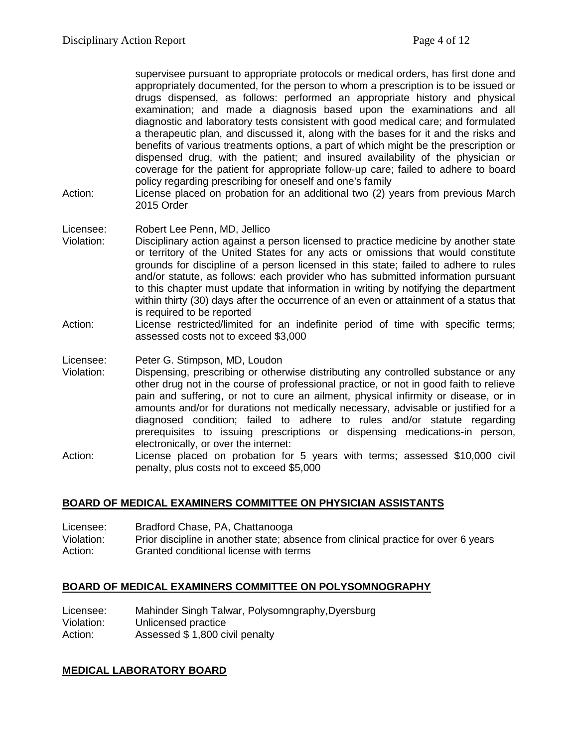supervisee pursuant to appropriate protocols or medical orders, has first done and appropriately documented, for the person to whom a prescription is to be issued or drugs dispensed, as follows: performed an appropriate history and physical examination; and made a diagnosis based upon the examinations and all diagnostic and laboratory tests consistent with good medical care; and formulated a therapeutic plan, and discussed it, along with the bases for it and the risks and benefits of various treatments options, a part of which might be the prescription or dispensed drug, with the patient; and insured availability of the physician or coverage for the patient for appropriate follow-up care; failed to adhere to board policy regarding prescribing for oneself and one's family

Action: License placed on probation for an additional two (2) years from previous March 2015 Order

Licensee: Robert Lee Penn, MD, Jellico

Violation: Disciplinary action against a person licensed to practice medicine by another state or territory of the United States for any acts or omissions that would constitute grounds for discipline of a person licensed in this state; failed to adhere to rules and/or statute, as follows: each provider who has submitted information pursuant to this chapter must update that information in writing by notifying the department within thirty (30) days after the occurrence of an even or attainment of a status that is required to be reported

Action: License restricted/limited for an indefinite period of time with specific terms; assessed costs not to exceed $3,000

Licensee: Peter G. Stimpson, MD, Loudon

Violation: Dispensing, prescribing or otherwise distributing any controlled substance or any other drug not in the course of professional practice, or not in good faith to relieve pain and suffering, or not to cure an ailment, physical infirmity or disease, or in amounts and/or for durations not medically necessary, advisable or justified for a diagnosed condition; failed to adhere to rules and/or statute regarding prerequisites to issuing prescriptions or dispensing medications-in person, electronically, or over the internet:

Action: License placed on probation for 5 years with terms; assessed $10,000 civil penalty, plus costs not to exceed $5,000

## BOARD OF MEDICAL EXAMINERS COMMITTEE ON PHYSICIAN ASSISTANTS

Licensee: Bradford Chase, PA, Chattanooga

Violation: Prior discipline in another state; absence from clinical practice for over 6 years

Action: Granted conditional license with terms

## BOARD OF MEDICAL EXAMINERS COMMITTEE ON POLYSOMNOGRAPHY

Licensee: Mahinder Singh Talwar, Polysomngraphy,Dyersburg

Violation: Unlicensed practice

Action: Assessed $ 1,800 civil penalty

## MEDICAL LABORATORY BOARD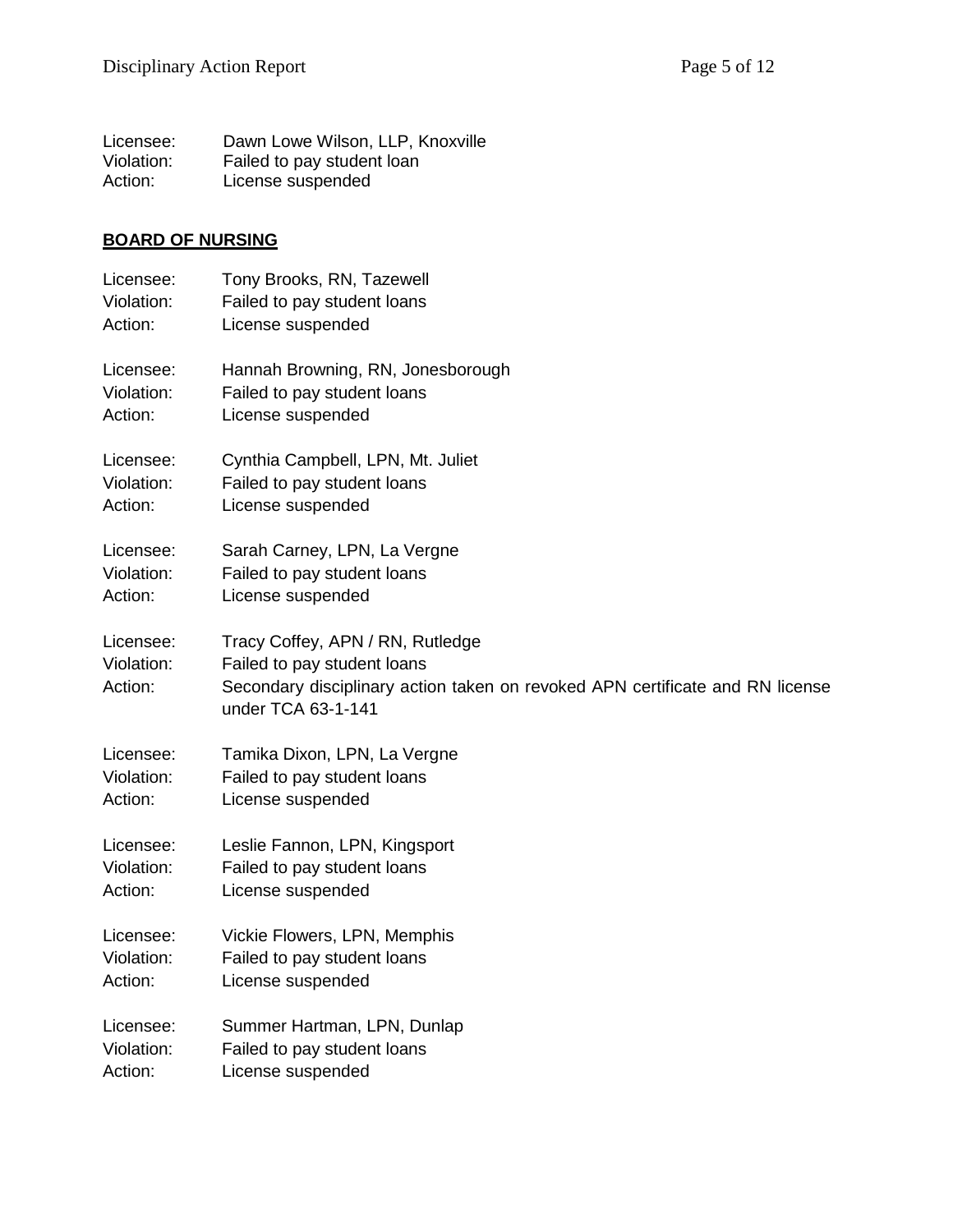Licensee: Dawn Lowe Wilson, LLP, Knoxville
Violation: Failed to pay student loan
Action: License suspended

**BOARD OF NURSING**

Licensee: Tony Brooks, RN, Tazewell
Violation: Failed to pay student loans
Action: License suspended

Licensee: Hannah Browning, RN, Jonesborough
Violation: Failed to pay student loans
Action: License suspended

Licensee: Cynthia Campbell, LPN, Mt. Juliet
Violation: Failed to pay student loans
Action: License suspended

Licensee: Sarah Carney, LPN, La Vergne
Violation: Failed to pay student loans
Action: License suspended

Licensee: Tracy Coffey, APN / RN, Rutledge
Violation: Failed to pay student loans
Action: Secondary disciplinary action taken on revoked APN certificate and RN license under TCA 63-1-141

Licensee: Tamika Dixon, LPN, La Vergne
Violation: Failed to pay student loans
Action: License suspended

Licensee: Leslie Fannon, LPN, Kingsport
Violation: Failed to pay student loans
Action: License suspended

Licensee: Vickie Flowers, LPN, Memphis
Violation: Failed to pay student loans
Action: License suspended

Licensee: Summer Hartman, LPN, Dunlap
Violation: Failed to pay student loans
Action: License suspended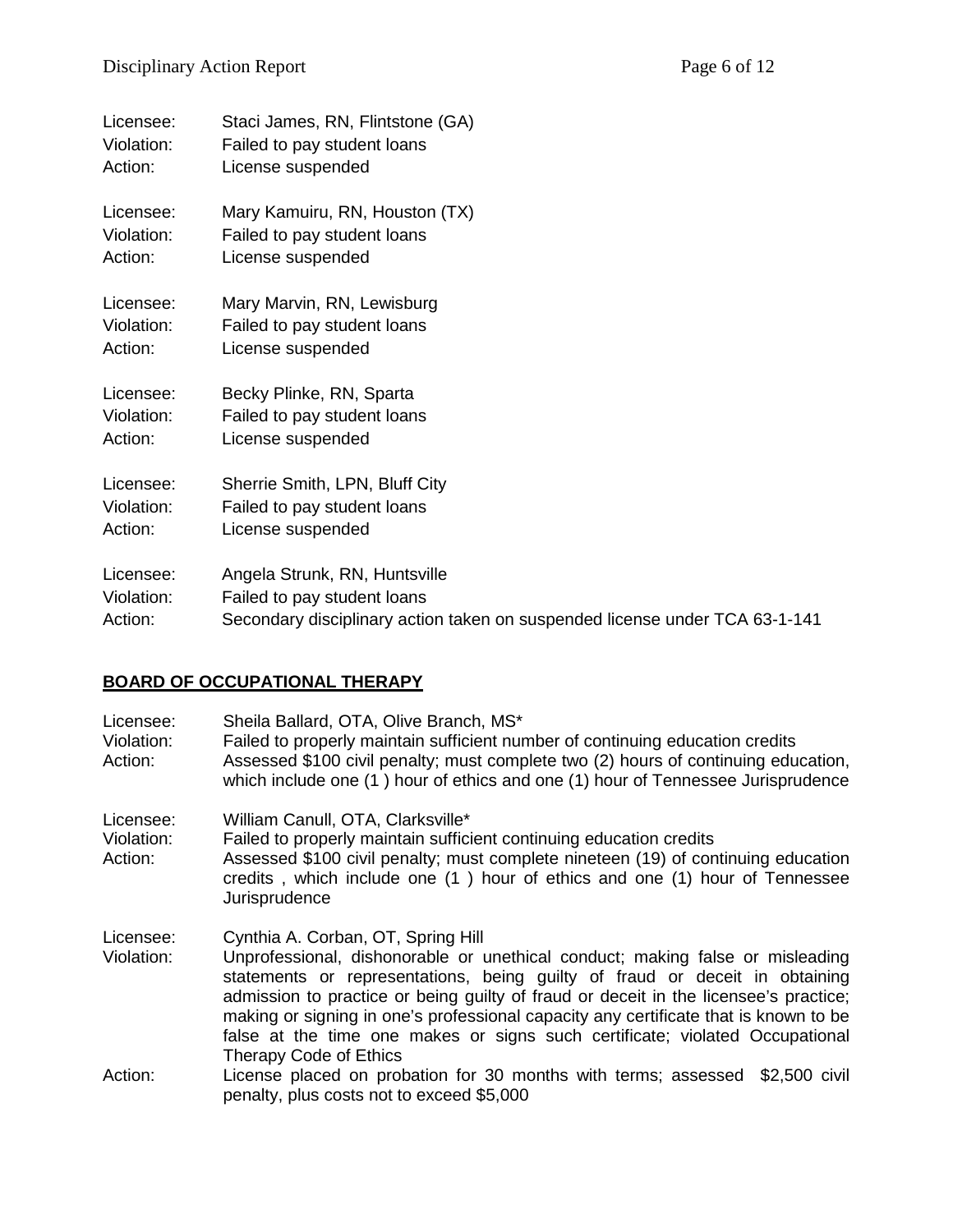Licensee: Staci James, RN, Flintstone (GA)
Violation: Failed to pay student loans
Action: License suspended

Licensee: Mary Kamuiru, RN, Houston (TX)
Violation: Failed to pay student loans
Action: License suspended

Licensee: Mary Marvin, RN, Lewisburg
Violation: Failed to pay student loans
Action: License suspended

Licensee: Becky Plinke, RN, Sparta
Violation: Failed to pay student loans
Action: License suspended

Licensee: Sherrie Smith, LPN, Bluff City
Violation: Failed to pay student loans
Action: License suspended

Licensee: Angela Strunk, RN, Huntsville
Violation: Failed to pay student loans
Action: Secondary disciplinary action taken on suspended license under TCA 63-1-141

## BOARD OF OCCUPATIONAL THERAPY

Licensee: Sheila Ballard, OTA, Olive Branch, MS*
Violation: Failed to properly maintain sufficient number of continuing education credits
Action: Assessed $100 civil penalty; must complete two (2) hours of continuing education, which include one (1 ) hour of ethics and one (1) hour of Tennessee Jurisprudence

Licensee: William Canull, OTA, Clarksville*
Violation: Failed to properly maintain sufficient continuing education credits
Action: Assessed $100 civil penalty; must complete nineteen (19) of continuing education credits , which include one (1 ) hour of ethics and one (1) hour of Tennessee Jurisprudence

Licensee: Cynthia A. Corban, OT, Spring Hill
Violation: Unprofessional, dishonorable or unethical conduct; making false or misleading statements or representations, being guilty of fraud or deceit in obtaining admission to practice or being guilty of fraud or deceit in the licensee's practice; making or signing in one's professional capacity any certificate that is known to be false at the time one makes or signs such certificate; violated Occupational Therapy Code of Ethics
Action: License placed on probation for 30 months with terms; assessed $2,500 civil penalty, plus costs not to exceed $5,000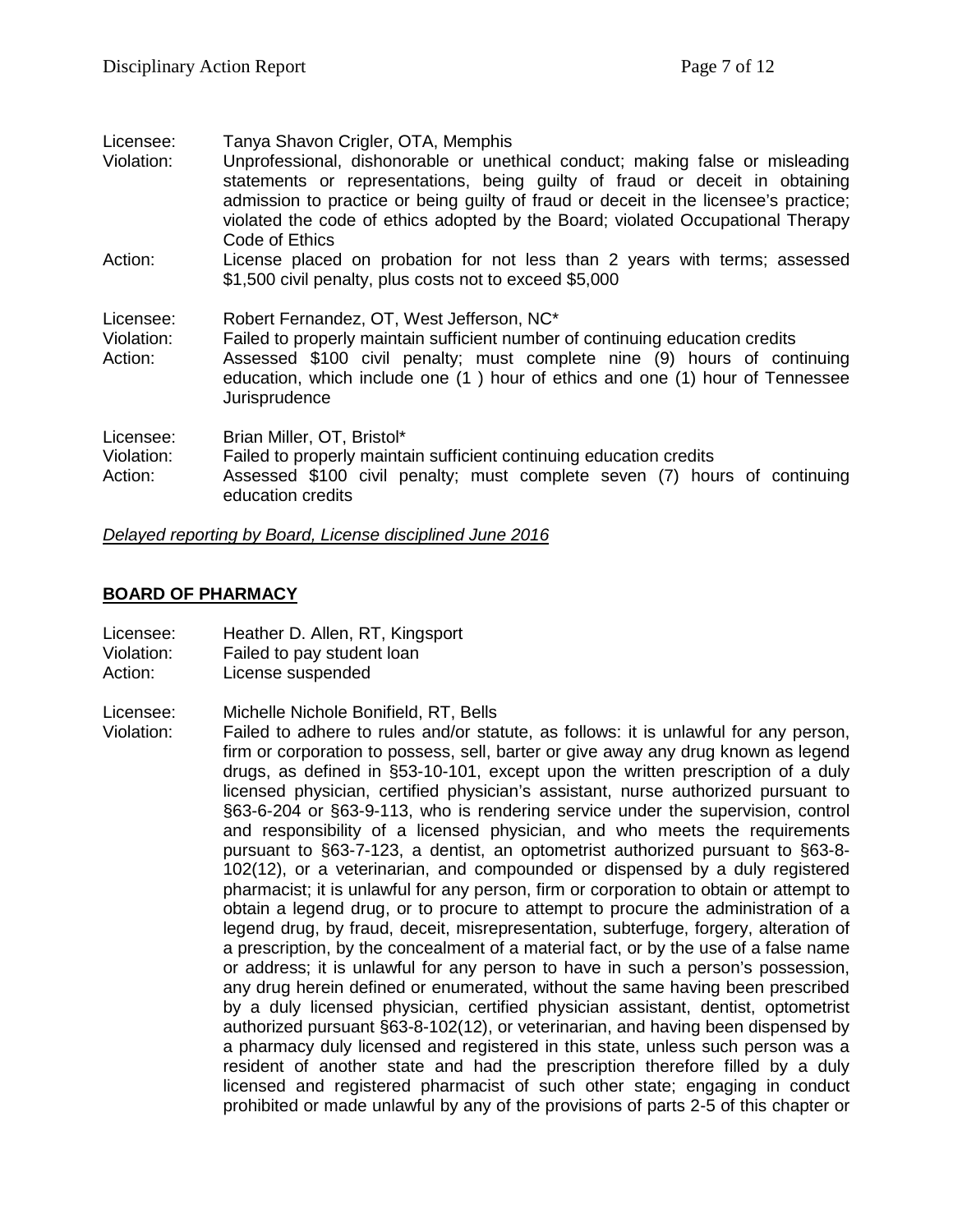Licensee: Tanya Shavon Crigler, OTA, Memphis
Violation: Unprofessional, dishonorable or unethical conduct; making false or misleading statements or representations, being guilty of fraud or deceit in obtaining admission to practice or being guilty of fraud or deceit in the licensee's practice; violated the code of ethics adopted by the Board; violated Occupational Therapy Code of Ethics
Action: License placed on probation for not less than 2 years with terms; assessed $1,500 civil penalty, plus costs not to exceed $5,000

Licensee: Robert Fernandez, OT, West Jefferson, NC*
Violation: Failed to properly maintain sufficient number of continuing education credits
Action: Assessed $100 civil penalty; must complete nine (9) hours of continuing education, which include one (1 ) hour of ethics and one (1) hour of Tennessee Jurisprudence

Licensee: Brian Miller, OT, Bristol*
Violation: Failed to properly maintain sufficient continuing education credits
Action: Assessed $100 civil penalty; must complete seven (7) hours of continuing education credits

*Delayed reporting by Board, License disciplined June 2016*

## BOARD OF PHARMACY

Licensee: Heather D. Allen, RT, Kingsport
Violation: Failed to pay student loan
Action: License suspended

Licensee: Michelle Nichole Bonifield, RT, Bells
Violation: Failed to adhere to rules and/or statute, as follows: it is unlawful for any person, firm or corporation to possess, sell, barter or give away any drug known as legend drugs, as defined in §53-10-101, except upon the written prescription of a duly licensed physician, certified physician's assistant, nurse authorized pursuant to §63-6-204 or §63-9-113, who is rendering service under the supervision, control and responsibility of a licensed physician, and who meets the requirements pursuant to §63-7-123, a dentist, an optometrist authorized pursuant to §63-8-102(12), or a veterinarian, and compounded or dispensed by a duly registered pharmacist; it is unlawful for any person, firm or corporation to obtain or attempt to obtain a legend drug, or to procure to attempt to procure the administration of a legend drug, by fraud, deceit, misrepresentation, subterfuge, forgery, alteration of a prescription, by the concealment of a material fact, or by the use of a false name or address; it is unlawful for any person to have in such a person's possession, any drug herein defined or enumerated, without the same having been prescribed by a duly licensed physician, certified physician assistant, dentist, optometrist authorized pursuant §63-8-102(12), or veterinarian, and having been dispensed by a pharmacy duly licensed and registered in this state, unless such person was a resident of another state and had the prescription therefore filled by a duly licensed and registered pharmacist of such other state; engaging in conduct prohibited or made unlawful by any of the provisions of parts 2-5 of this chapter or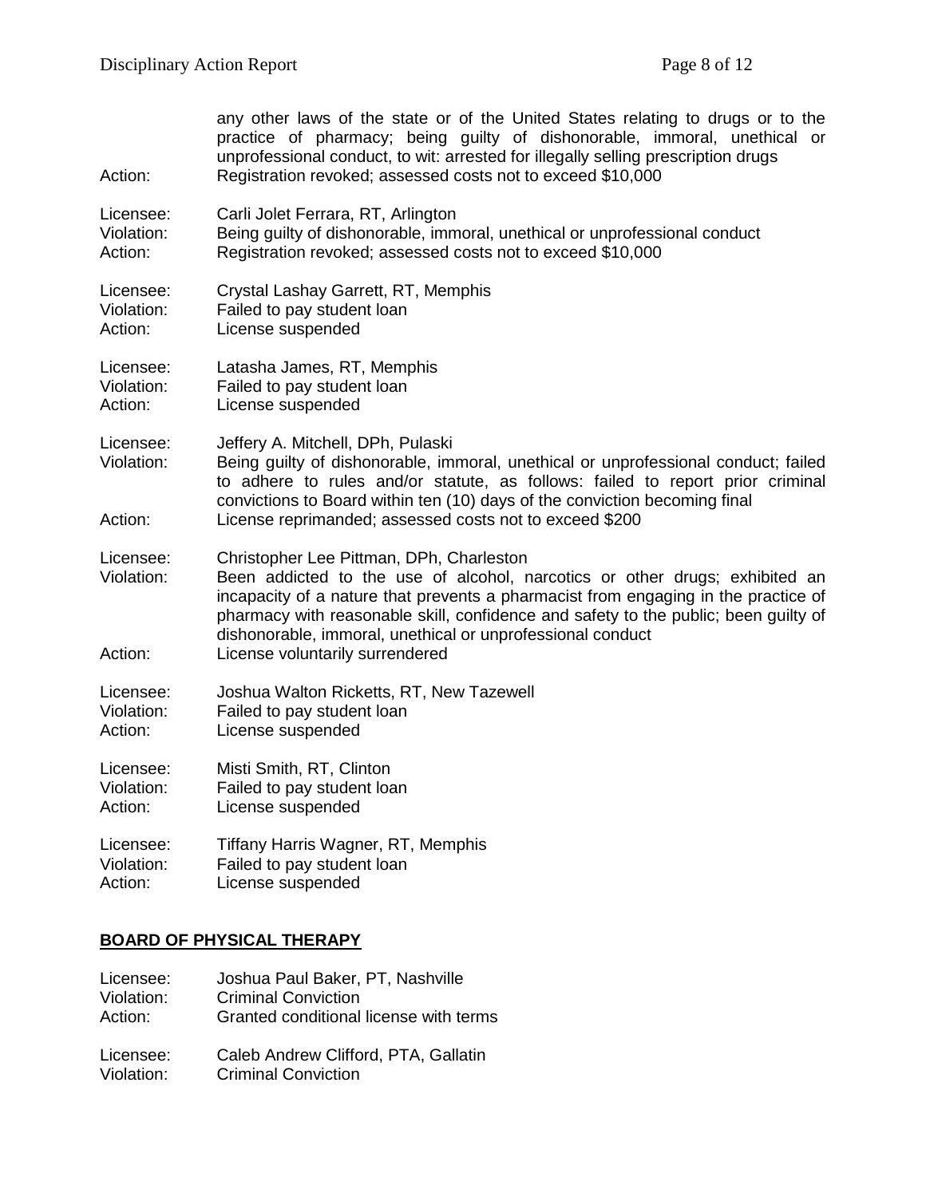any other laws of the state or of the United States relating to drugs or to the practice of pharmacy; being guilty of dishonorable, immoral, unethical or unprofessional conduct, to wit: arrested for illegally selling prescription drugs

Action: Registration revoked; assessed costs not to exceed $10,000

Licensee: Carli Jolet Ferrara, RT, Arlington
Violation: Being guilty of dishonorable, immoral, unethical or unprofessional conduct
Action: Registration revoked; assessed costs not to exceed $10,000

Licensee: Crystal Lashay Garrett, RT, Memphis
Violation: Failed to pay student loan
Action: License suspended

Licensee: Latasha James, RT, Memphis
Violation: Failed to pay student loan
Action: License suspended

Licensee: Jeffery A. Mitchell, DPh, Pulaski
Violation: Being guilty of dishonorable, immoral, unethical or unprofessional conduct; failed to adhere to rules and/or statute, as follows: failed to report prior criminal convictions to Board within ten (10) days of the conviction becoming final
Action: License reprimanded; assessed costs not to exceed $200

Licensee: Christopher Lee Pittman, DPh, Charleston
Violation: Been addicted to the use of alcohol, narcotics or other drugs; exhibited an incapacity of a nature that prevents a pharmacist from engaging in the practice of pharmacy with reasonable skill, confidence and safety to the public; been guilty of dishonorable, immoral, unethical or unprofessional conduct
Action: License voluntarily surrendered

Licensee: Joshua Walton Ricketts, RT, New Tazewell
Violation: Failed to pay student loan
Action: License suspended

Licensee: Misti Smith, RT, Clinton
Violation: Failed to pay student loan
Action: License suspended

Licensee: Tiffany Harris Wagner, RT, Memphis
Violation: Failed to pay student loan
Action: License suspended

## BOARD OF PHYSICAL THERAPY

Licensee: Joshua Paul Baker, PT, Nashville
Violation: Criminal Conviction
Action: Granted conditional license with terms

Licensee: Caleb Andrew Clifford, PTA, Gallatin
Violation: Criminal Conviction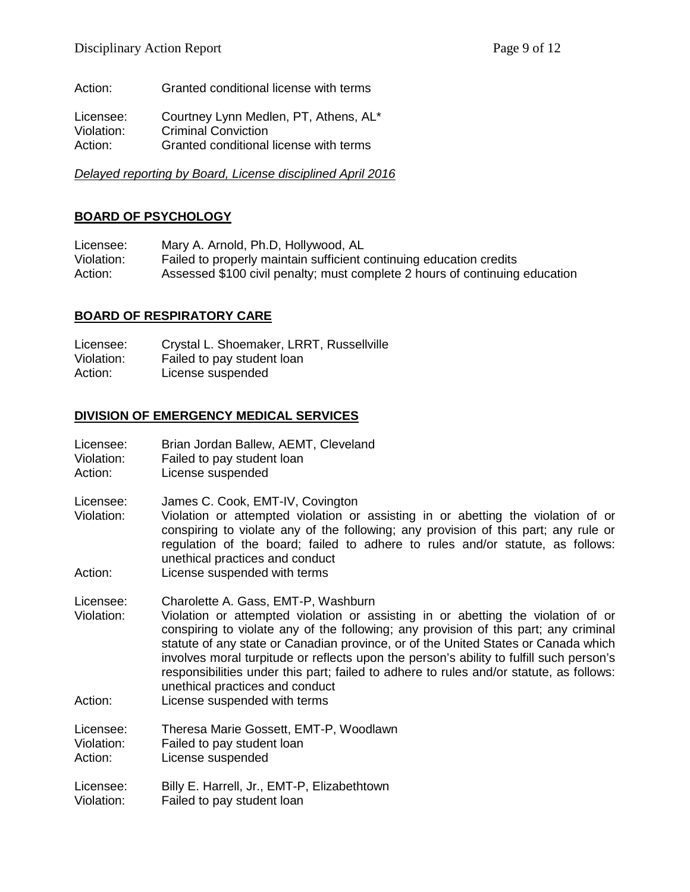Action: Granted conditional license with terms

Licensee: Courtney Lynn Medlen, PT, Athens, AL*
Violation: Criminal Conviction
Action: Granted conditional license with terms

*Delayed reporting by Board, License disciplined April 2016*

## BOARD OF PSYCHOLOGY

Licensee: Mary A. Arnold, Ph.D, Hollywood, AL
Violation: Failed to properly maintain sufficient continuing education credits
Action: Assessed $100 civil penalty; must complete 2 hours of continuing education

## BOARD OF RESPIRATORY CARE

Licensee: Crystal L. Shoemaker, LRRT, Russellville
Violation: Failed to pay student loan
Action: License suspended

## DIVISION OF EMERGENCY MEDICAL SERVICES

Licensee: Brian Jordan Ballew, AEMT, Cleveland
Violation: Failed to pay student loan
Action: License suspended

Licensee: James C. Cook, EMT-IV, Covington
Violation: Violation or attempted violation or assisting in or abetting the violation of or conspiring to violate any of the following; any provision of this part; any rule or regulation of the board; failed to adhere to rules and/or statute, as follows: unethical practices and conduct
Action: License suspended with terms

Licensee: Charolette A. Gass, EMT-P, Washburn
Violation: Violation or attempted violation or assisting in or abetting the violation of or conspiring to violate any of the following; any provision of this part; any criminal statute of any state or Canadian province, or of the United States or Canada which involves moral turpitude or reflects upon the person's ability to fulfill such person's responsibilities under this part; failed to adhere to rules and/or statute, as follows: unethical practices and conduct
Action: License suspended with terms

Licensee: Theresa Marie Gossett, EMT-P, Woodlawn
Violation: Failed to pay student loan
Action: License suspended

Licensee: Billy E. Harrell, Jr., EMT-P, Elizabethtown
Violation: Failed to pay student loan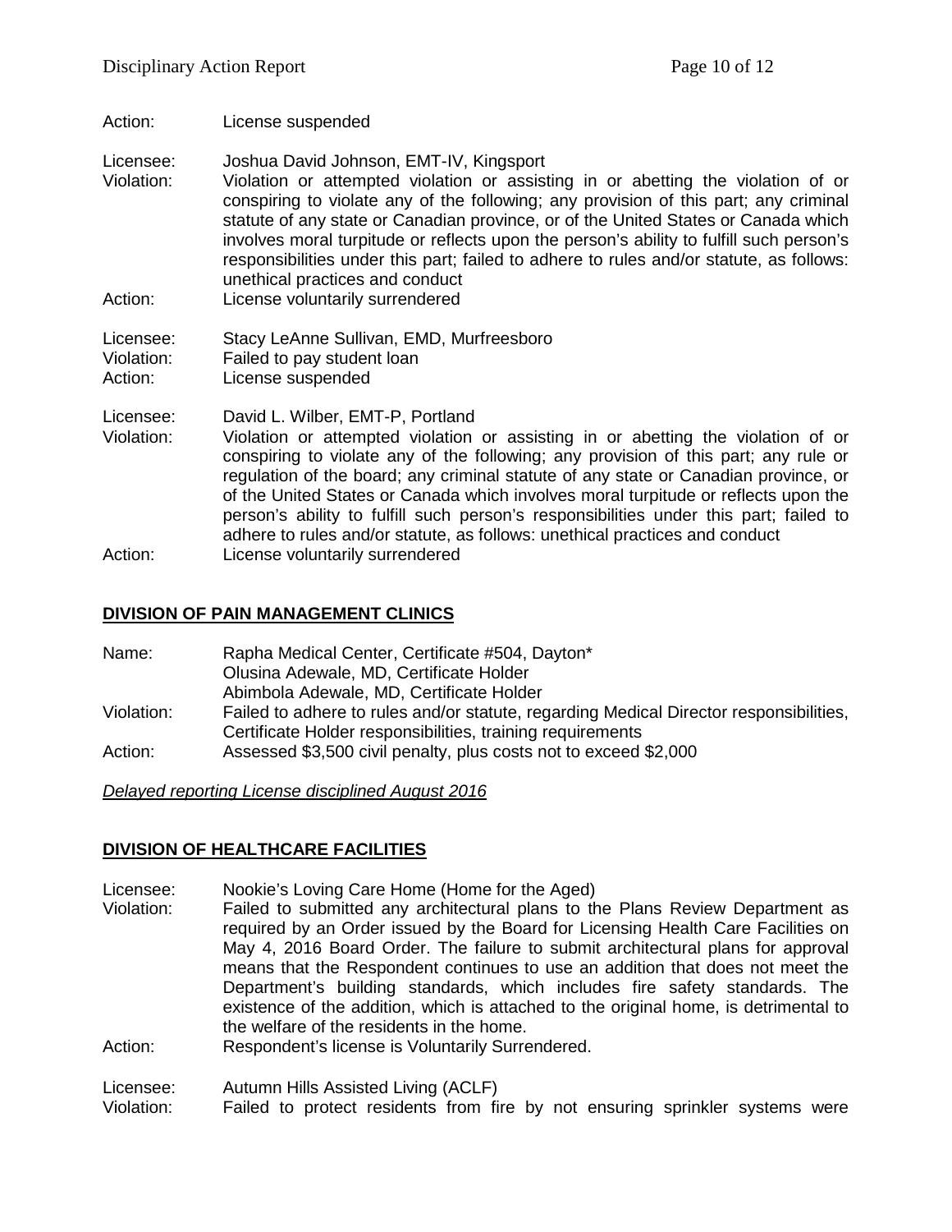Action: License suspended

Licensee: Joshua David Johnson, EMT-IV, Kingsport
Violation: Violation or attempted violation or assisting in or abetting the violation of or conspiring to violate any of the following; any provision of this part; any criminal statute of any state or Canadian province, or of the United States or Canada which involves moral turpitude or reflects upon the person's ability to fulfill such person's responsibilities under this part; failed to adhere to rules and/or statute, as follows: unethical practices and conduct
Action: License voluntarily surrendered

Licensee: Stacy LeAnne Sullivan, EMD, Murfreesboro
Violation: Failed to pay student loan
Action: License suspended

Licensee: David L. Wilber, EMT-P, Portland
Violation: Violation or attempted violation or assisting in or abetting the violation of or conspiring to violate any of the following; any provision of this part; any rule or regulation of the board; any criminal statute of any state or Canadian province, or of the United States or Canada which involves moral turpitude or reflects upon the person's ability to fulfill such person's responsibilities under this part; failed to adhere to rules and/or statute, as follows: unethical practices and conduct
Action: License voluntarily surrendered

## DIVISION OF PAIN MANAGEMENT CLINICS

Name: Rapha Medical Center, Certificate #504, Dayton*
Olusina Adewale, MD, Certificate Holder
Abimbola Adewale, MD, Certificate Holder
Violation: Failed to adhere to rules and/or statute, regarding Medical Director responsibilities, Certificate Holder responsibilities, training requirements
Action: Assessed $3,500 civil penalty, plus costs not to exceed $2,000

*Delayed reporting License disciplined August 2016*

## DIVISION OF HEALTHCARE FACILITIES

Licensee: Nookie's Loving Care Home (Home for the Aged)
Violation: Failed to submitted any architectural plans to the Plans Review Department as required by an Order issued by the Board for Licensing Health Care Facilities on May 4, 2016 Board Order. The failure to submit architectural plans for approval means that the Respondent continues to use an addition that does not meet the Department's building standards, which includes fire safety standards. The existence of the addition, which is attached to the original home, is detrimental to the welfare of the residents in the home.
Action: Respondent's license is Voluntarily Surrendered.

Licensee: Autumn Hills Assisted Living (ACLF)
Violation: Failed to protect residents from fire by not ensuring sprinkler systems were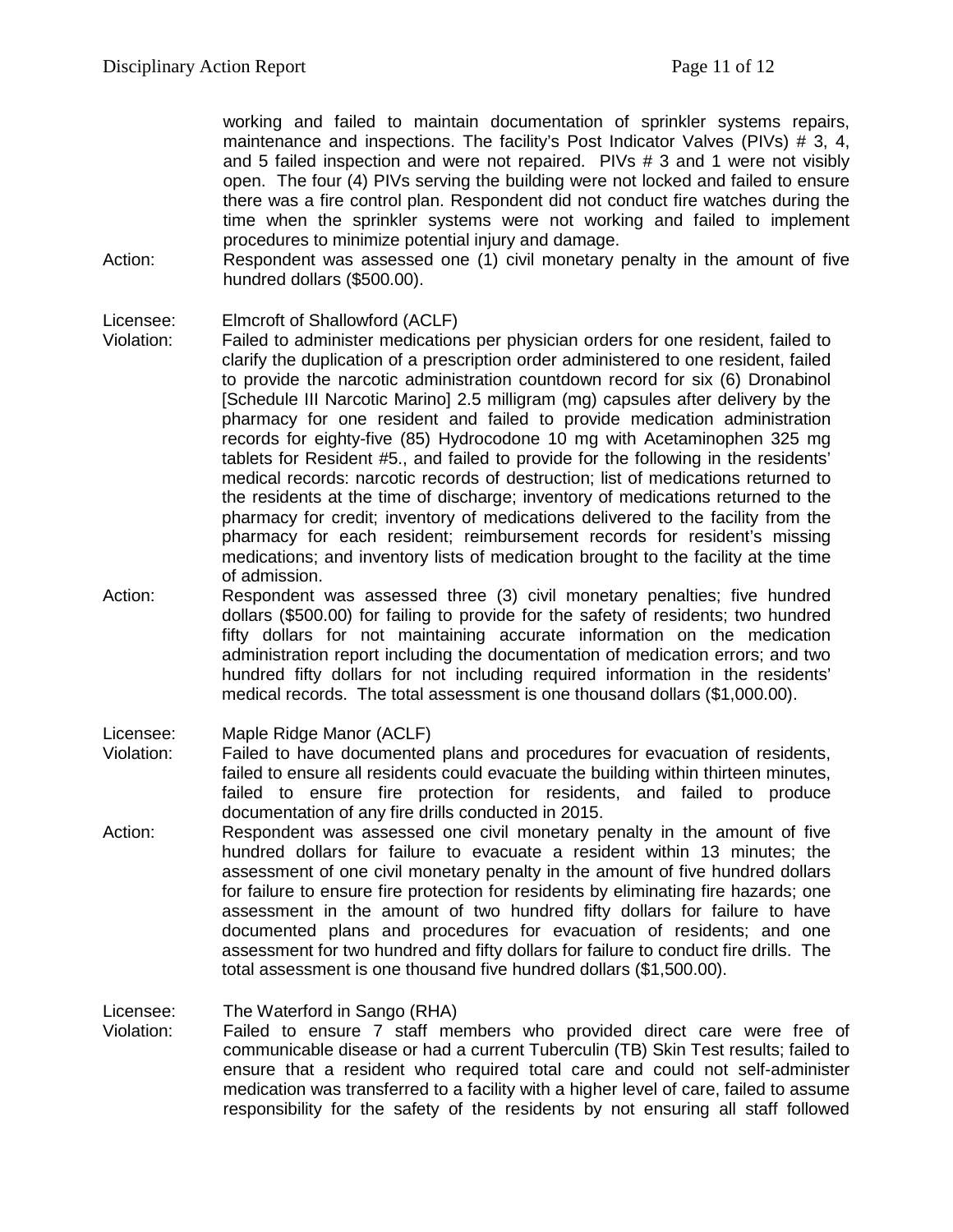working and failed to maintain documentation of sprinkler systems repairs, maintenance and inspections. The facility's Post Indicator Valves (PIVs) # 3, 4, and 5 failed inspection and were not repaired. PIVs # 3 and 1 were not visibly open. The four (4) PIVs serving the building were not locked and failed to ensure there was a fire control plan. Respondent did not conduct fire watches during the time when the sprinkler systems were not working and failed to implement procedures to minimize potential injury and damage.

Action: Respondent was assessed one (1) civil monetary penalty in the amount of five hundred dollars ($500.00).

Licensee: Elmcroft of Shallowford (ACLF)

Violation: Failed to administer medications per physician orders for one resident, failed to clarify the duplication of a prescription order administered to one resident, failed to provide the narcotic administration countdown record for six (6) Dronabinol [Schedule III Narcotic Marino] 2.5 milligram (mg) capsules after delivery by the pharmacy for one resident and failed to provide medication administration records for eighty-five (85) Hydrocodone 10 mg with Acetaminophen 325 mg tablets for Resident #5., and failed to provide for the following in the residents' medical records: narcotic records of destruction; list of medications returned to the residents at the time of discharge; inventory of medications returned to the pharmacy for credit; inventory of medications delivered to the facility from the pharmacy for each resident; reimbursement records for resident's missing medications; and inventory lists of medication brought to the facility at the time of admission.

Action: Respondent was assessed three (3) civil monetary penalties; five hundred dollars ($500.00) for failing to provide for the safety of residents; two hundred fifty dollars for not maintaining accurate information on the medication administration report including the documentation of medication errors; and two hundred fifty dollars for not including required information in the residents' medical records. The total assessment is one thousand dollars ($1,000.00).

Licensee: Maple Ridge Manor (ACLF)

Violation: Failed to have documented plans and procedures for evacuation of residents, failed to ensure all residents could evacuate the building within thirteen minutes, failed to ensure fire protection for residents, and failed to produce documentation of any fire drills conducted in 2015.

Action: Respondent was assessed one civil monetary penalty in the amount of five hundred dollars for failure to evacuate a resident within 13 minutes; the assessment of one civil monetary penalty in the amount of five hundred dollars for failure to ensure fire protection for residents by eliminating fire hazards; one assessment in the amount of two hundred fifty dollars for failure to have documented plans and procedures for evacuation of residents; and one assessment for two hundred and fifty dollars for failure to conduct fire drills. The total assessment is one thousand five hundred dollars ($1,500.00).

Licensee: The Waterford in Sango (RHA)

Violation: Failed to ensure 7 staff members who provided direct care were free of communicable disease or had a current Tuberculin (TB) Skin Test results; failed to ensure that a resident who required total care and could not self-administer medication was transferred to a facility with a higher level of care, failed to assume responsibility for the safety of the residents by not ensuring all staff followed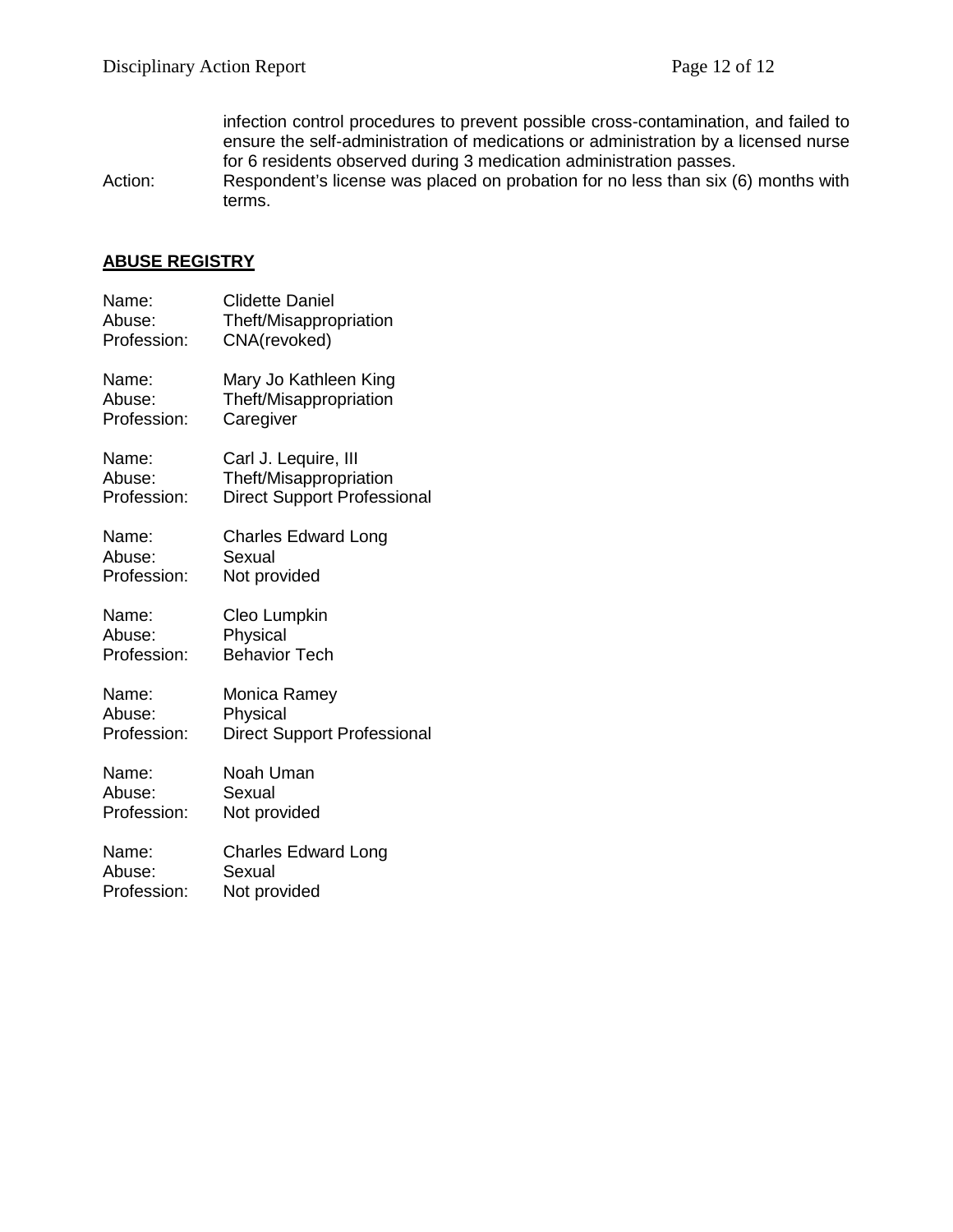infection control procedures to prevent possible cross-contamination, and failed to ensure the self-administration of medications or administration by a licensed nurse for 6 residents observed during 3 medication administration passes.

Action: Respondent's license was placed on probation for no less than six (6) months with terms.

## ABUSE REGISTRY

Name: Clidette Daniel
Abuse: Theft/Misappropriation
Profession: CNA(revoked)

Name: Mary Jo Kathleen King
Abuse: Theft/Misappropriation
Profession: Caregiver

Name: Carl J. Lequire, III
Abuse: Theft/Misappropriation
Profession: Direct Support Professional

Name: Charles Edward Long
Abuse: Sexual
Profession: Not provided

Name: Cleo Lumpkin
Abuse: Physical
Profession: Behavior Tech

Name: Monica Ramey
Abuse: Physical
Profession: Direct Support Professional

Name: Noah Uman
Abuse: Sexual
Profession: Not provided

Name: Charles Edward Long
Abuse: Sexual
Profession: Not provided